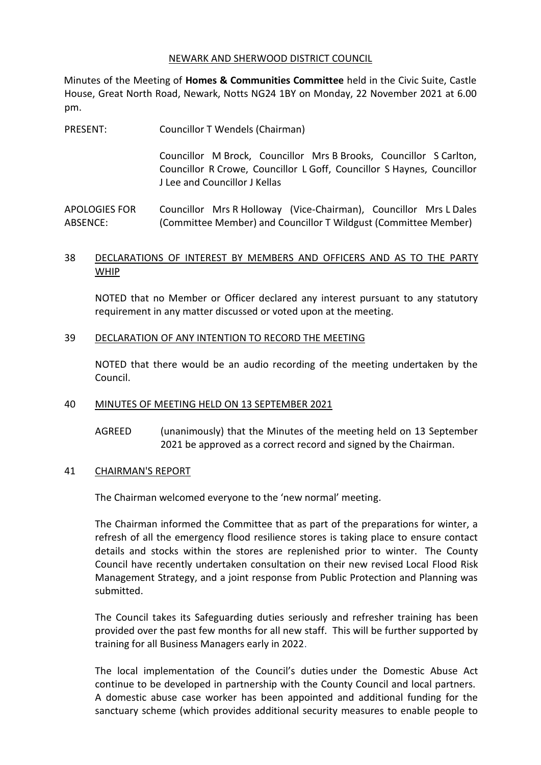NEWARK AND SHERWOOD DISTRICT COUNCIL

Minutes of the Meeting of **Homes & Communities Committee** held in the Civic Suite, Castle House, Great North Road, Newark, Notts NG24 1BY on Monday, 22 November 2021 at 6.00 pm.

PRESENT: Councillor T Wendels (Chairman)

Councillor M Brock, Councillor Mrs B Brooks, Councillor S Carlton, Councillor R Crowe, Councillor L Goff, Councillor S Haynes, Councillor J Lee and Councillor J Kellas

APOLOGIES FOR ABSENCE: Councillor Mrs R Holloway (Vice-Chairman), Councillor Mrs L Dales (Committee Member) and Councillor T Wildgust (Committee Member)

## 38 DECLARATIONS OF INTEREST BY MEMBERS AND OFFICERS AND AS TO THE PARTY WHIP

NOTED that no Member or Officer declared any interest pursuant to any statutory requirement in any matter discussed or voted upon at the meeting.

## 39 DECLARATION OF ANY INTENTION TO RECORD THE MEETING

NOTED that there would be an audio recording of the meeting undertaken by the Council.

## 40 MINUTES OF MEETING HELD ON 13 SEPTEMBER 2021

AGREED (unanimously) that the Minutes of the meeting held on 13 September 2021 be approved as a correct record and signed by the Chairman.

## 41 CHAIRMAN'S REPORT

The Chairman welcomed everyone to the 'new normal' meeting.

The Chairman informed the Committee that as part of the preparations for winter, a refresh of all the emergency flood resilience stores is taking place to ensure contact details and stocks within the stores are replenished prior to winter. The County Council have recently undertaken consultation on their new revised Local Flood Risk Management Strategy, and a joint response from Public Protection and Planning was submitted.

The Council takes its Safeguarding duties seriously and refresher training has been provided over the past few months for all new staff. This will be further supported by training for all Business Managers early in 2022.

The local implementation of the Council's duties under the Domestic Abuse Act continue to be developed in partnership with the County Council and local partners. A domestic abuse case worker has been appointed and additional funding for the sanctuary scheme (which provides additional security measures to enable people to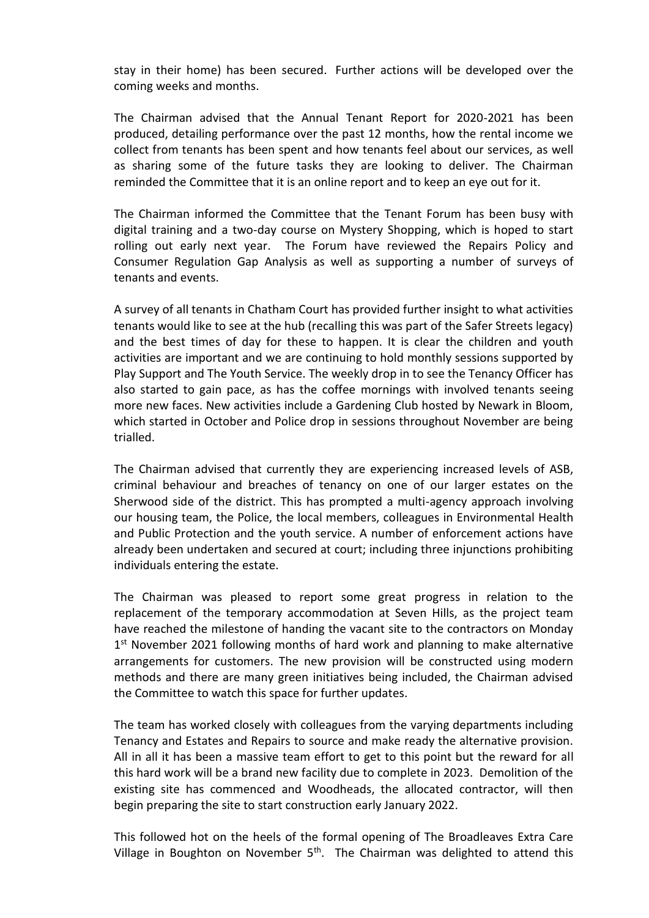stay in their home) has been secured. Further actions will be developed over the coming weeks and months.

The Chairman advised that the Annual Tenant Report for 2020-2021 has been produced, detailing performance over the past 12 months, how the rental income we collect from tenants has been spent and how tenants feel about our services, as well as sharing some of the future tasks they are looking to deliver. The Chairman reminded the Committee that it is an online report and to keep an eye out for it.

The Chairman informed the Committee that the Tenant Forum has been busy with digital training and a two-day course on Mystery Shopping, which is hoped to start rolling out early next year. The Forum have reviewed the Repairs Policy and Consumer Regulation Gap Analysis as well as supporting a number of surveys of tenants and events.

A survey of all tenants in Chatham Court has provided further insight to what activities tenants would like to see at the hub (recalling this was part of the Safer Streets legacy) and the best times of day for these to happen. It is clear the children and youth activities are important and we are continuing to hold monthly sessions supported by Play Support and The Youth Service. The weekly drop in to see the Tenancy Officer has also started to gain pace, as has the coffee mornings with involved tenants seeing more new faces. New activities include a Gardening Club hosted by Newark in Bloom, which started in October and Police drop in sessions throughout November are being trialled.

The Chairman advised that currently they are experiencing increased levels of ASB, criminal behaviour and breaches of tenancy on one of our larger estates on the Sherwood side of the district. This has prompted a multi-agency approach involving our housing team, the Police, the local members, colleagues in Environmental Health and Public Protection and the youth service. A number of enforcement actions have already been undertaken and secured at court; including three injunctions prohibiting individuals entering the estate.

The Chairman was pleased to report some great progress in relation to the replacement of the temporary accommodation at Seven Hills, as the project team have reached the milestone of handing the vacant site to the contractors on Monday 1st November 2021 following months of hard work and planning to make alternative arrangements for customers. The new provision will be constructed using modern methods and there are many green initiatives being included, the Chairman advised the Committee to watch this space for further updates.

The team has worked closely with colleagues from the varying departments including Tenancy and Estates and Repairs to source and make ready the alternative provision. All in all it has been a massive team effort to get to this point but the reward for all this hard work will be a brand new facility due to complete in 2023. Demolition of the existing site has commenced and Woodheads, the allocated contractor, will then begin preparing the site to start construction early January 2022.

This followed hot on the heels of the formal opening of The Broadleaves Extra Care Village in Boughton on November 5th. The Chairman was delighted to attend this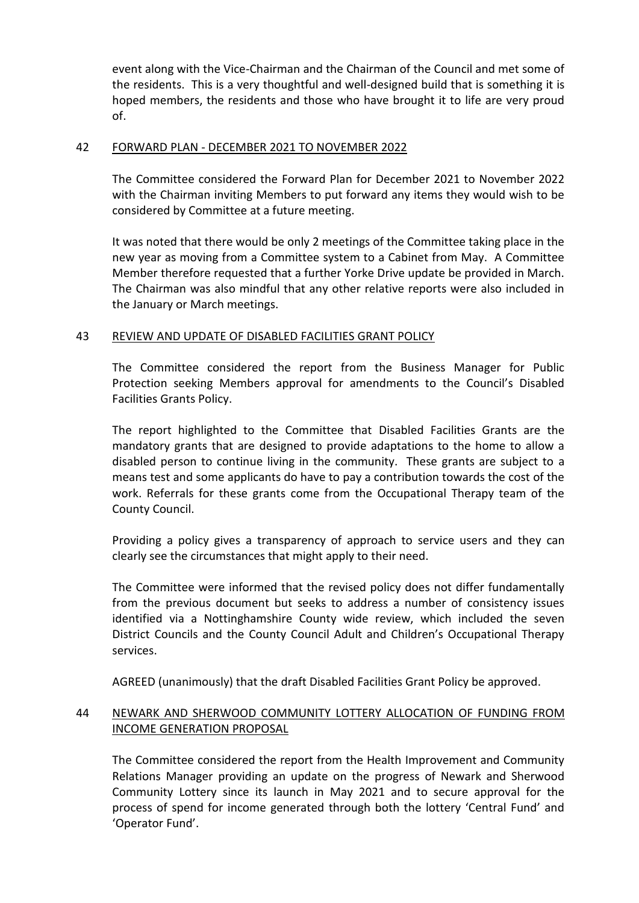event along with the Vice-Chairman and the Chairman of the Council and met some of the residents. This is a very thoughtful and well-designed build that is something it is hoped members, the residents and those who have brought it to life are very proud of.

## 42 FORWARD PLAN - DECEMBER 2021 TO NOVEMBER 2022

The Committee considered the Forward Plan for December 2021 to November 2022 with the Chairman inviting Members to put forward any items they would wish to be considered by Committee at a future meeting.

It was noted that there would be only 2 meetings of the Committee taking place in the new year as moving from a Committee system to a Cabinet from May. A Committee Member therefore requested that a further Yorke Drive update be provided in March. The Chairman was also mindful that any other relative reports were also included in the January or March meetings.

## 43 REVIEW AND UPDATE OF DISABLED FACILITIES GRANT POLICY

The Committee considered the report from the Business Manager for Public Protection seeking Members approval for amendments to the Council's Disabled Facilities Grants Policy.

The report highlighted to the Committee that Disabled Facilities Grants are the mandatory grants that are designed to provide adaptations to the home to allow a disabled person to continue living in the community. These grants are subject to a means test and some applicants do have to pay a contribution towards the cost of the work. Referrals for these grants come from the Occupational Therapy team of the County Council.

Providing a policy gives a transparency of approach to service users and they can clearly see the circumstances that might apply to their need.

The Committee were informed that the revised policy does not differ fundamentally from the previous document but seeks to address a number of consistency issues identified via a Nottinghamshire County wide review, which included the seven District Councils and the County Council Adult and Children's Occupational Therapy services.

AGREED (unanimously) that the draft Disabled Facilities Grant Policy be approved.

## 44 NEWARK AND SHERWOOD COMMUNITY LOTTERY ALLOCATION OF FUNDING FROM INCOME GENERATION PROPOSAL

The Committee considered the report from the Health Improvement and Community Relations Manager providing an update on the progress of Newark and Sherwood Community Lottery since its launch in May 2021 and to secure approval for the process of spend for income generated through both the lottery 'Central Fund' and 'Operator Fund'.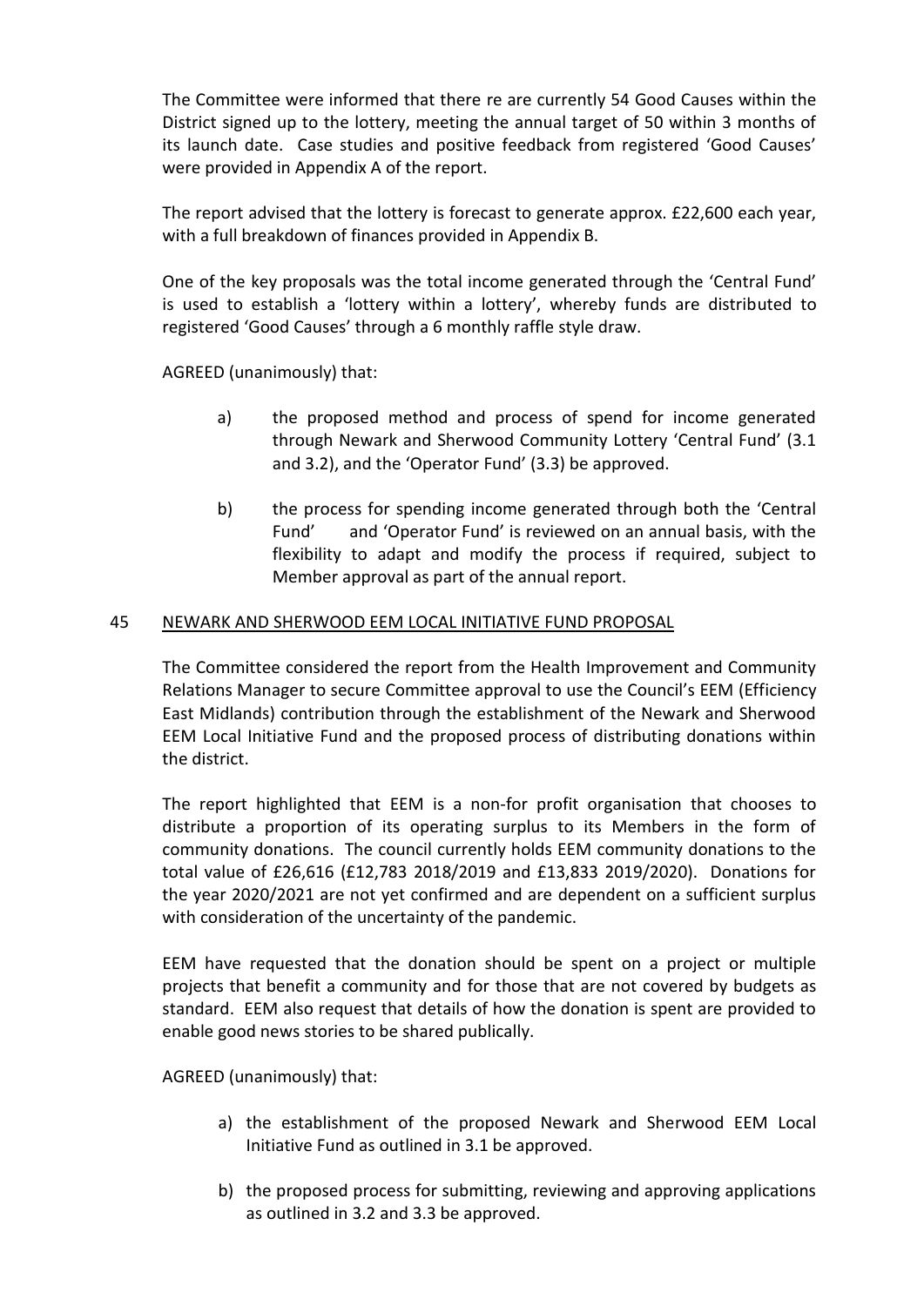The Committee were informed that there re are currently 54 Good Causes within the District signed up to the lottery, meeting the annual target of 50 within 3 months of its launch date. Case studies and positive feedback from registered 'Good Causes' were provided in Appendix A of the report.

The report advised that the lottery is forecast to generate approx. £22,600 each year, with a full breakdown of finances provided in Appendix B.

One of the key proposals was the total income generated through the 'Central Fund' is used to establish a 'lottery within a lottery', whereby funds are distributed to registered 'Good Causes' through a 6 monthly raffle style draw.

AGREED (unanimously) that:

a) the proposed method and process of spend for income generated through Newark and Sherwood Community Lottery 'Central Fund' (3.1 and 3.2), and the 'Operator Fund' (3.3) be approved.

b) the process for spending income generated through both the 'Central Fund' and 'Operator Fund' is reviewed on an annual basis, with the flexibility to adapt and modify the process if required, subject to Member approval as part of the annual report.

## 45 NEWARK AND SHERWOOD EEM LOCAL INITIATIVE FUND PROPOSAL

The Committee considered the report from the Health Improvement and Community Relations Manager to secure Committee approval to use the Council's EEM (Efficiency East Midlands) contribution through the establishment of the Newark and Sherwood EEM Local Initiative Fund and the proposed process of distributing donations within the district.

The report highlighted that EEM is a non-for profit organisation that chooses to distribute a proportion of its operating surplus to its Members in the form of community donations. The council currently holds EEM community donations to the total value of £26,616 (£12,783 2018/2019 and £13,833 2019/2020). Donations for the year 2020/2021 are not yet confirmed and are dependent on a sufficient surplus with consideration of the uncertainty of the pandemic.

EEM have requested that the donation should be spent on a project or multiple projects that benefit a community and for those that are not covered by budgets as standard. EEM also request that details of how the donation is spent are provided to enable good news stories to be shared publically.

AGREED (unanimously) that:

a) the establishment of the proposed Newark and Sherwood EEM Local Initiative Fund as outlined in 3.1 be approved.

b) the proposed process for submitting, reviewing and approving applications as outlined in 3.2 and 3.3 be approved.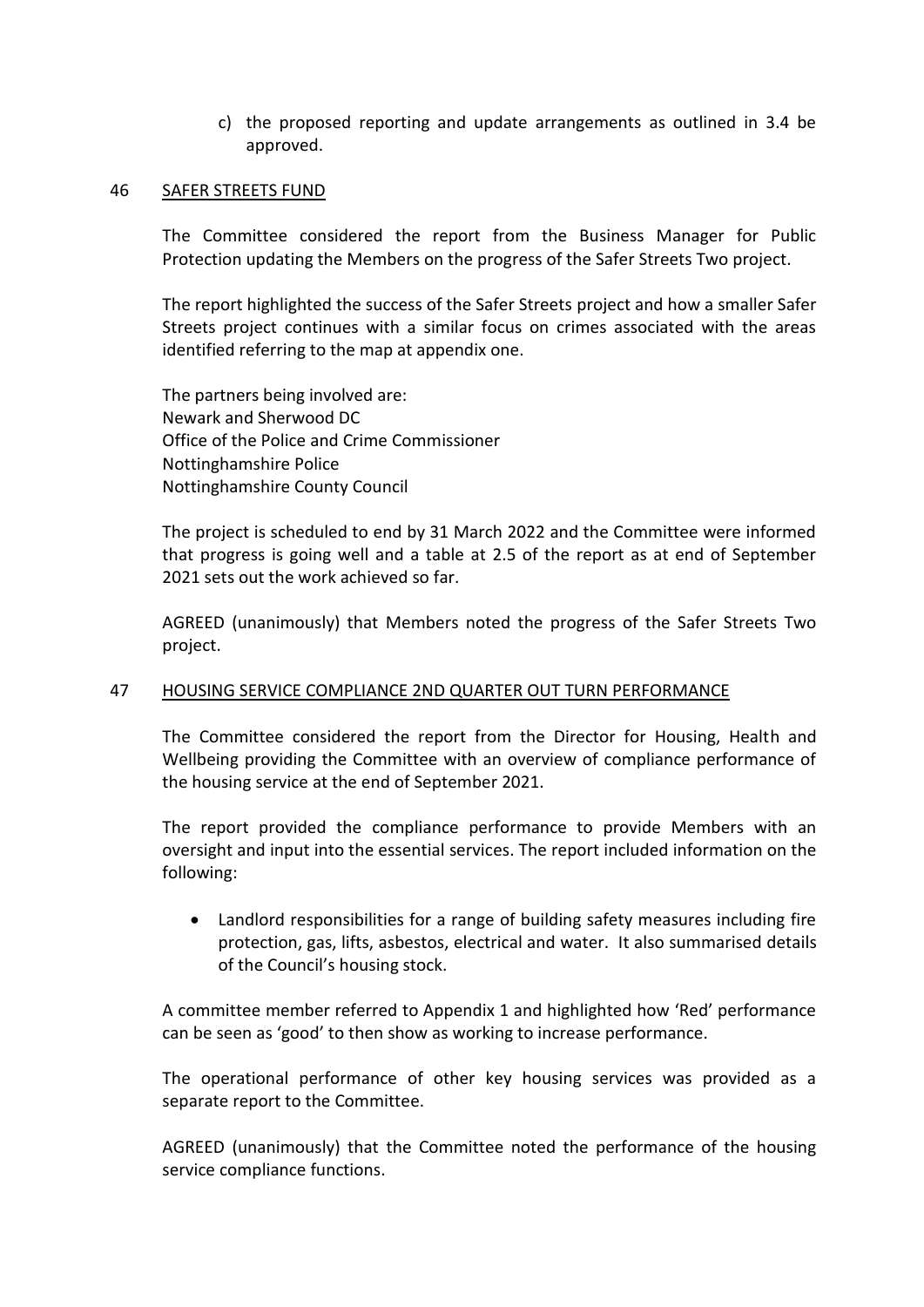c) the proposed reporting and update arrangements as outlined in 3.4 be approved.

## 46 SAFER STREETS FUND

The Committee considered the report from the Business Manager for Public Protection updating the Members on the progress of the Safer Streets Two project.

The report highlighted the success of the Safer Streets project and how a smaller Safer Streets project continues with a similar focus on crimes associated with the areas identified referring to the map at appendix one.

The partners being involved are:
Newark and Sherwood DC
Office of the Police and Crime Commissioner
Nottinghamshire Police
Nottinghamshire County Council

The project is scheduled to end by 31 March 2022 and the Committee were informed that progress is going well and a table at 2.5 of the report as at end of September 2021 sets out the work achieved so far.

AGREED (unanimously) that Members noted the progress of the Safer Streets Two project.

## 47 HOUSING SERVICE COMPLIANCE 2ND QUARTER OUT TURN PERFORMANCE

The Committee considered the report from the Director for Housing, Health and Wellbeing providing the Committee with an overview of compliance performance of the housing service at the end of September 2021.

The report provided the compliance performance to provide Members with an oversight and input into the essential services. The report included information on the following:

- Landlord responsibilities for a range of building safety measures including fire protection, gas, lifts, asbestos, electrical and water. It also summarised details of the Council's housing stock.

A committee member referred to Appendix 1 and highlighted how 'Red' performance can be seen as 'good' to then show as working to increase performance.

The operational performance of other key housing services was provided as a separate report to the Committee.

AGREED (unanimously) that the Committee noted the performance of the housing service compliance functions.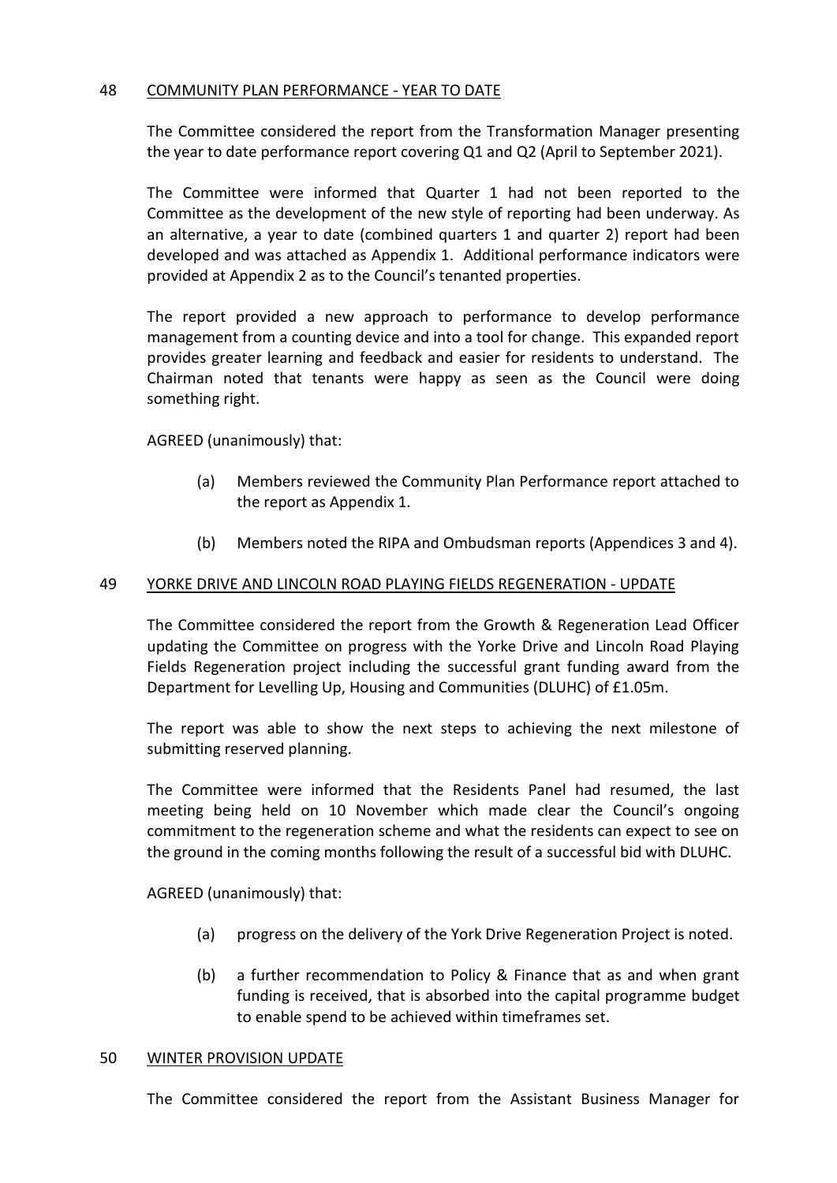## 48 COMMUNITY PLAN PERFORMANCE - YEAR TO DATE

The Committee considered the report from the Transformation Manager presenting the year to date performance report covering Q1 and Q2 (April to September 2021).

The Committee were informed that Quarter 1 had not been reported to the Committee as the development of the new style of reporting had been underway. As an alternative, a year to date (combined quarters 1 and quarter 2) report had been developed and was attached as Appendix 1. Additional performance indicators were provided at Appendix 2 as to the Council's tenanted properties.

The report provided a new approach to performance to develop performance management from a counting device and into a tool for change. This expanded report provides greater learning and feedback and easier for residents to understand. The Chairman noted that tenants were happy as seen as the Council were doing something right.

AGREED (unanimously) that:

(a) Members reviewed the Community Plan Performance report attached to the report as Appendix 1.

(b) Members noted the RIPA and Ombudsman reports (Appendices 3 and 4).

## 49 YORKE DRIVE AND LINCOLN ROAD PLAYING FIELDS REGENERATION - UPDATE

The Committee considered the report from the Growth & Regeneration Lead Officer updating the Committee on progress with the Yorke Drive and Lincoln Road Playing Fields Regeneration project including the successful grant funding award from the Department for Levelling Up, Housing and Communities (DLUHC) of £1.05m.

The report was able to show the next steps to achieving the next milestone of submitting reserved planning.

The Committee were informed that the Residents Panel had resumed, the last meeting being held on 10 November which made clear the Council's ongoing commitment to the regeneration scheme and what the residents can expect to see on the ground in the coming months following the result of a successful bid with DLUHC.

AGREED (unanimously) that:

(a) progress on the delivery of the York Drive Regeneration Project is noted.

(b) a further recommendation to Policy & Finance that as and when grant funding is received, that is absorbed into the capital programme budget to enable spend to be achieved within timeframes set.

## 50 WINTER PROVISION UPDATE

The Committee considered the report from the Assistant Business Manager for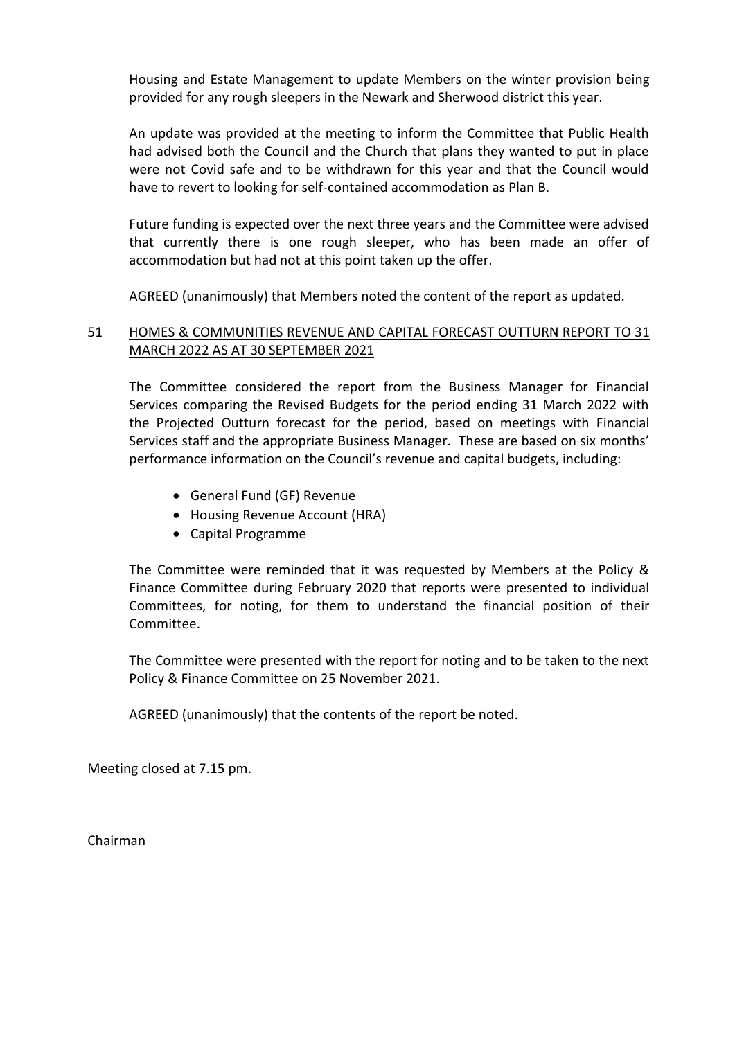Housing and Estate Management to update Members on the winter provision being provided for any rough sleepers in the Newark and Sherwood district this year.

An update was provided at the meeting to inform the Committee that Public Health had advised both the Council and the Church that plans they wanted to put in place were not Covid safe and to be withdrawn for this year and that the Council would have to revert to looking for self-contained accommodation as Plan B.

Future funding is expected over the next three years and the Committee were advised that currently there is one rough sleeper, who has been made an offer of accommodation but had not at this point taken up the offer.

AGREED (unanimously) that Members noted the content of the report as updated.

## 51 HOMES & COMMUNITIES REVENUE AND CAPITAL FORECAST OUTTURN REPORT TO 31 MARCH 2022 AS AT 30 SEPTEMBER 2021

The Committee considered the report from the Business Manager for Financial Services comparing the Revised Budgets for the period ending 31 March 2022 with the Projected Outturn forecast for the period, based on meetings with Financial Services staff and the appropriate Business Manager. These are based on six months' performance information on the Council's revenue and capital budgets, including:

- General Fund (GF) Revenue
- Housing Revenue Account (HRA)
- Capital Programme

The Committee were reminded that it was requested by Members at the Policy & Finance Committee during February 2020 that reports were presented to individual Committees, for noting, for them to understand the financial position of their Committee.

The Committee were presented with the report for noting and to be taken to the next Policy & Finance Committee on 25 November 2021.

AGREED (unanimously) that the contents of the report be noted.

Meeting closed at 7.15 pm.

Chairman